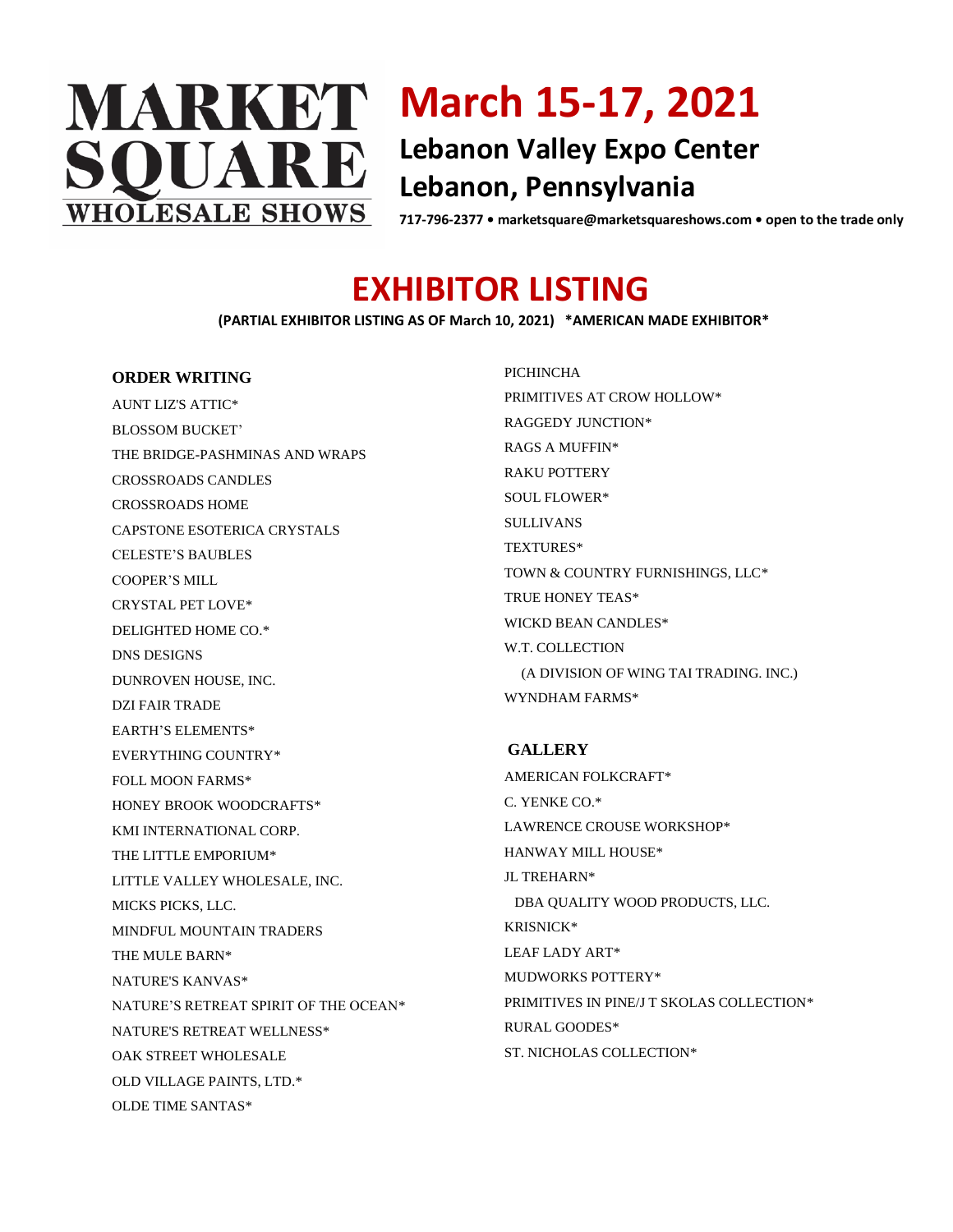MARKET SQUARE WHOLESALE SHOWS

# March 15-17, 2021

## Lebanon Valley Expo Center
## Lebanon, Pennsylvania

717-796-2377 • marketsquare@marketsquareshows.com • open to the trade only

# EXHIBITOR LISTING

**(PARTIAL EXHIBITOR LISTING AS OF March 10, 2021) *AMERICAN MADE EXHIBITOR***

### ORDER WRITING

AUNT LIZ'S ATTIC*
BLOSSOM BUCKET'
THE BRIDGE-PASHMINAS AND WRAPS
CROSSROADS CANDLES
CROSSROADS HOME
CAPSTONE ESOTERICA CRYSTALS
CELESTE'S BAUBLES
COOPER'S MILL
CRYSTAL PET LOVE*
DELIGHTED HOME CO.*
DNS DESIGNS
DUNROVEN HOUSE, INC.
DZI FAIR TRADE
EARTH'S ELEMENTS*
EVERYTHING COUNTRY*
FOLL MOON FARMS*
HONEY BROOK WOODCRAFTS*
KMI INTERNATIONAL CORP.
THE LITTLE EMPORIUM*
LITTLE VALLEY WHOLESALE, INC.
MICKS PICKS, LLC.
MINDFUL MOUNTAIN TRADERS
THE MULE BARN*
NATURE'S KANVAS*
NATURE'S RETREAT SPIRIT OF THE OCEAN*
NATURE'S RETREAT WELLNESS*
OAK STREET WHOLESALE
OLD VILLAGE PAINTS, LTD.*
OLDE TIME SANTAS*
PICHINCHA
PRIMITIVES AT CROW HOLLOW*
RAGGEDY JUNCTION*
RAGS A MUFFIN*
RAKU POTTERY
SOUL FLOWER*
SULLIVANS
TEXTURES*
TOWN & COUNTRY FURNISHINGS, LLC*
TRUE HONEY TEAS*
WICKD BEAN CANDLES*
W.T. COLLECTION
(A DIVISION OF WING TAI TRADING. INC.)
WYNDHAM FARMS*

### GALLERY

AMERICAN FOLKCRAFT*
C. YENKE CO.*
LAWRENCE CROUSE WORKSHOP*
HANWAY MILL HOUSE*
JL TREHARN*
DBA QUALITY WOOD PRODUCTS, LLC.
KRISNICK*
LEAF LADY ART*
MUDWORKS POTTERY*
PRIMITIVES IN PINE/J T SKOLAS COLLECTION*
RURAL GOODES*
ST. NICHOLAS COLLECTION*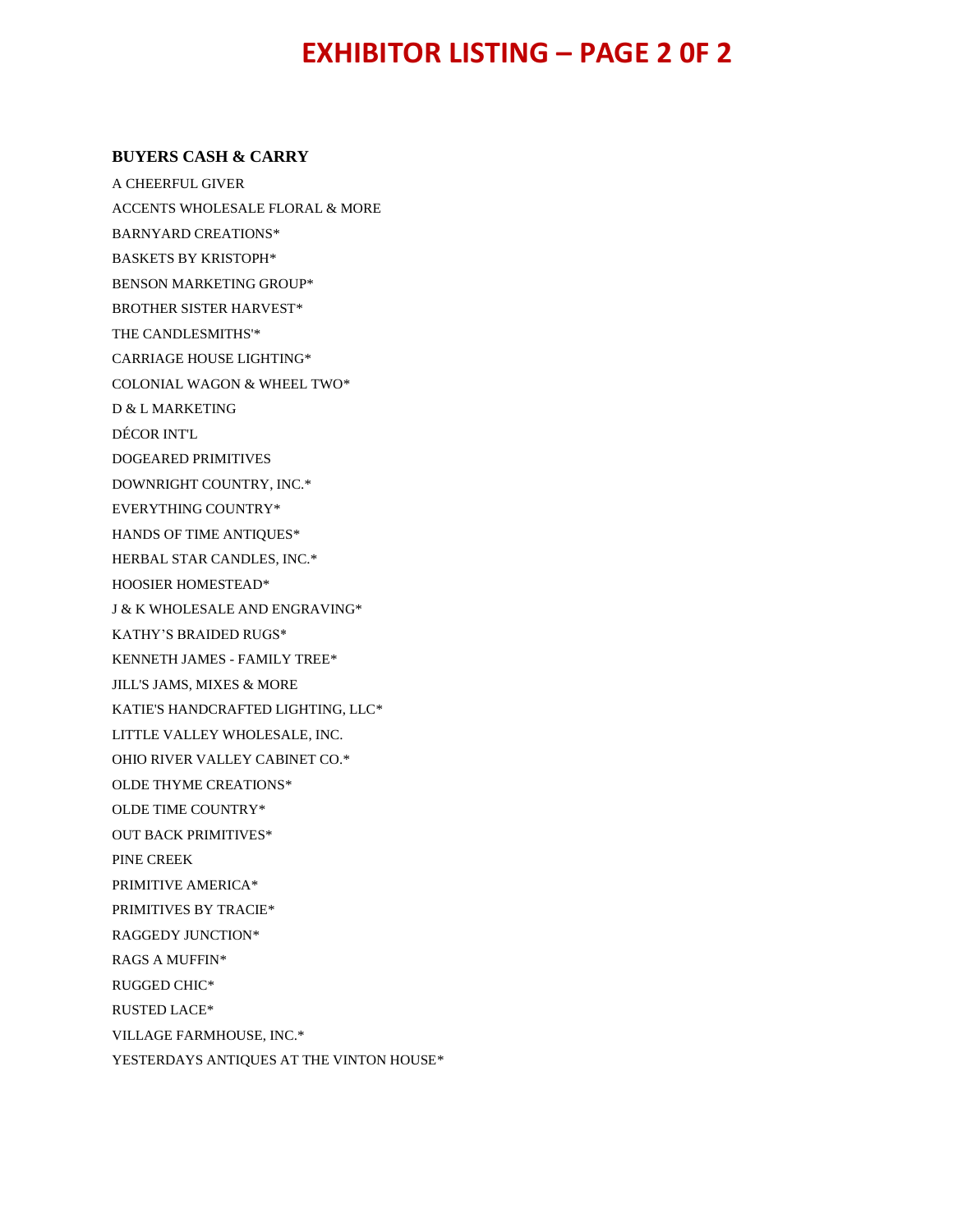# EXHIBITOR LISTING – PAGE 2 0F 2

### BUYERS CASH & CARRY

A CHEERFUL GIVER

ACCENTS WHOLESALE FLORAL & MORE

BARNYARD CREATIONS*

BASKETS BY KRISTOPH*

BENSON MARKETING GROUP*

BROTHER SISTER HARVEST*

THE CANDLESMITHS'*

CARRIAGE HOUSE LIGHTING*

COLONIAL WAGON & WHEEL TWO*

D & L MARKETING

DÉCOR INT'L

DOGEARED PRIMITIVES

DOWNRIGHT COUNTRY, INC.*

EVERYTHING COUNTRY*

HANDS OF TIME ANTIQUES*

HERBAL STAR CANDLES, INC.*

HOOSIER HOMESTEAD*

J & K WHOLESALE AND ENGRAVING*

KATHY'S BRAIDED RUGS*

KENNETH JAMES - FAMILY TREE*

JILL'S JAMS, MIXES & MORE

KATIE'S HANDCRAFTED LIGHTING, LLC*

LITTLE VALLEY WHOLESALE, INC.

OHIO RIVER VALLEY CABINET CO.*

OLDE THYME CREATIONS*

OLDE TIME COUNTRY*

OUT BACK PRIMITIVES*

PINE CREEK

PRIMITIVE AMERICA*

PRIMITIVES BY TRACIE*

RAGGEDY JUNCTION*

RAGS A MUFFIN*

RUGGED CHIC*

RUSTED LACE*

VILLAGE FARMHOUSE, INC.*

YESTERDAYS ANTIQUES AT THE VINTON HOUSE*